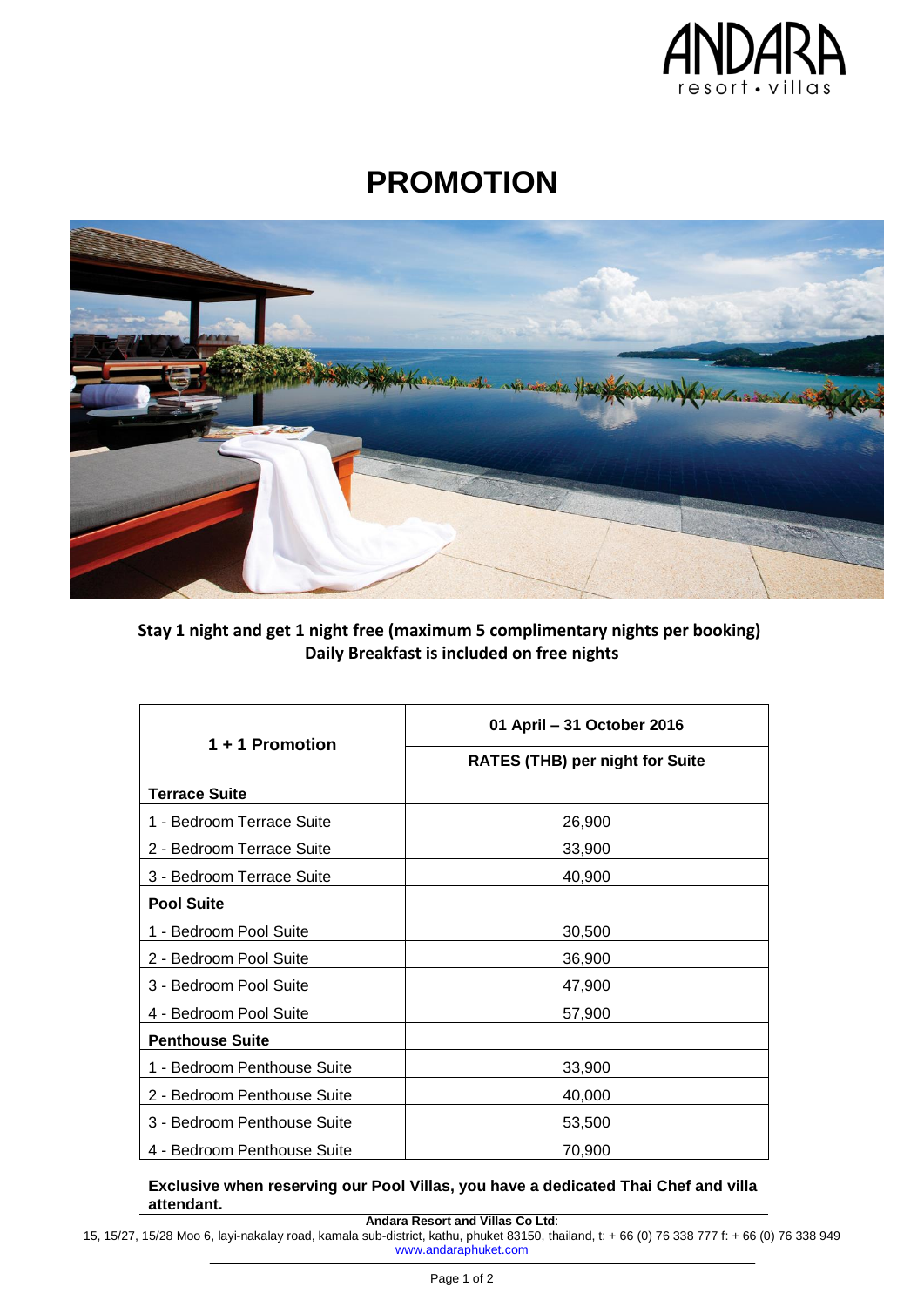# PROMOTION

**Stay 1 night and get 1 night free (maximum 5 complimentary nights per booking)**
**Daily Breakfast is included on free nights**

| 1 + 1 Promotion | 01 April – 31 October 2016 |
|---|---|
| | RATES (THB) per night for Suite |
| **Terrace Suite** | |
| 1 - Bedroom Terrace Suite | 26,900 |
| 2 - Bedroom Terrace Suite | 33,900 |
| 3 - Bedroom Terrace Suite | 40,900 |
| **Pool Suite** | |
| 1 - Bedroom Pool Suite | 30,500 |
| 2 - Bedroom Pool Suite | 36,900 |
| 3 - Bedroom Pool Suite | 47,900 |
| 4 - Bedroom Pool Suite | 57,900 |
| **Penthouse Suite** | |
| 1 - Bedroom Penthouse Suite | 33,900 |
| 2 - Bedroom Penthouse Suite | 40,000 |
| 3 - Bedroom Penthouse Suite | 53,500 |
| 4 - Bedroom Penthouse Suite | 70,900 |

**Exclusive when reserving our Pool Villas, you have a dedicated Thai Chef and villa attendant.**

**Andara Resort and Villas Co Ltd**:
15, 15/27, 15/28 Moo 6, layi-nakalay road, kamala sub-district, kathu, phuket 83150, thailand, t: + 66 (0) 76 338 777 f: + 66 (0) 76 338 949
www.andaraphuket.com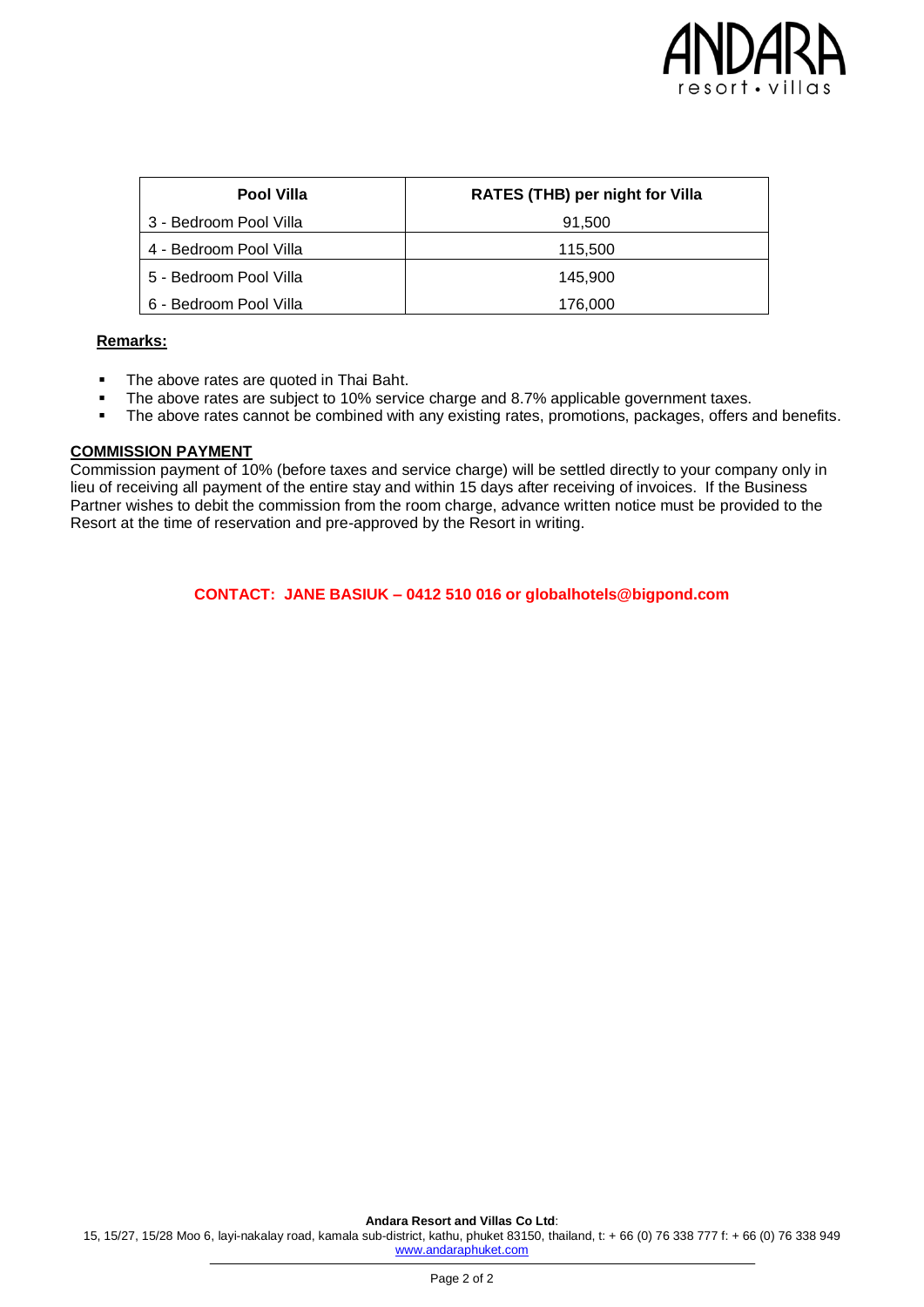| Pool Villa | RATES (THB) per night for Villa |
|---|---|
| 3 - Bedroom Pool Villa | 91,500 |
| 4 - Bedroom Pool Villa | 115,500 |
| 5 - Bedroom Pool Villa | 145,900 |
| 6 - Bedroom Pool Villa | 176,000 |

**Remarks:**

- The above rates are quoted in Thai Baht.
- The above rates are subject to 10% service charge and 8.7% applicable government taxes.
- The above rates cannot be combined with any existing rates, promotions, packages, offers and benefits.

**COMMISSION PAYMENT**

Commission payment of 10% (before taxes and service charge) will be settled directly to your company only in lieu of receiving all payment of the entire stay and within 15 days after receiving of invoices. If the Business Partner wishes to debit the commission from the room charge, advance written notice must be provided to the Resort at the time of reservation and pre-approved by the Resort in writing.

**CONTACT: JANE BASIUK – 0412 510 016 or globalhotels@bigpond.com**

**Andara Resort and Villas Co Ltd**:
15, 15/27, 15/28 Moo 6, layi-nakalay road, kamala sub-district, kathu, phuket 83150, thailand, t: + 66 (0) 76 338 777 f: + 66 (0) 76 338 949
www.andaraphuket.com